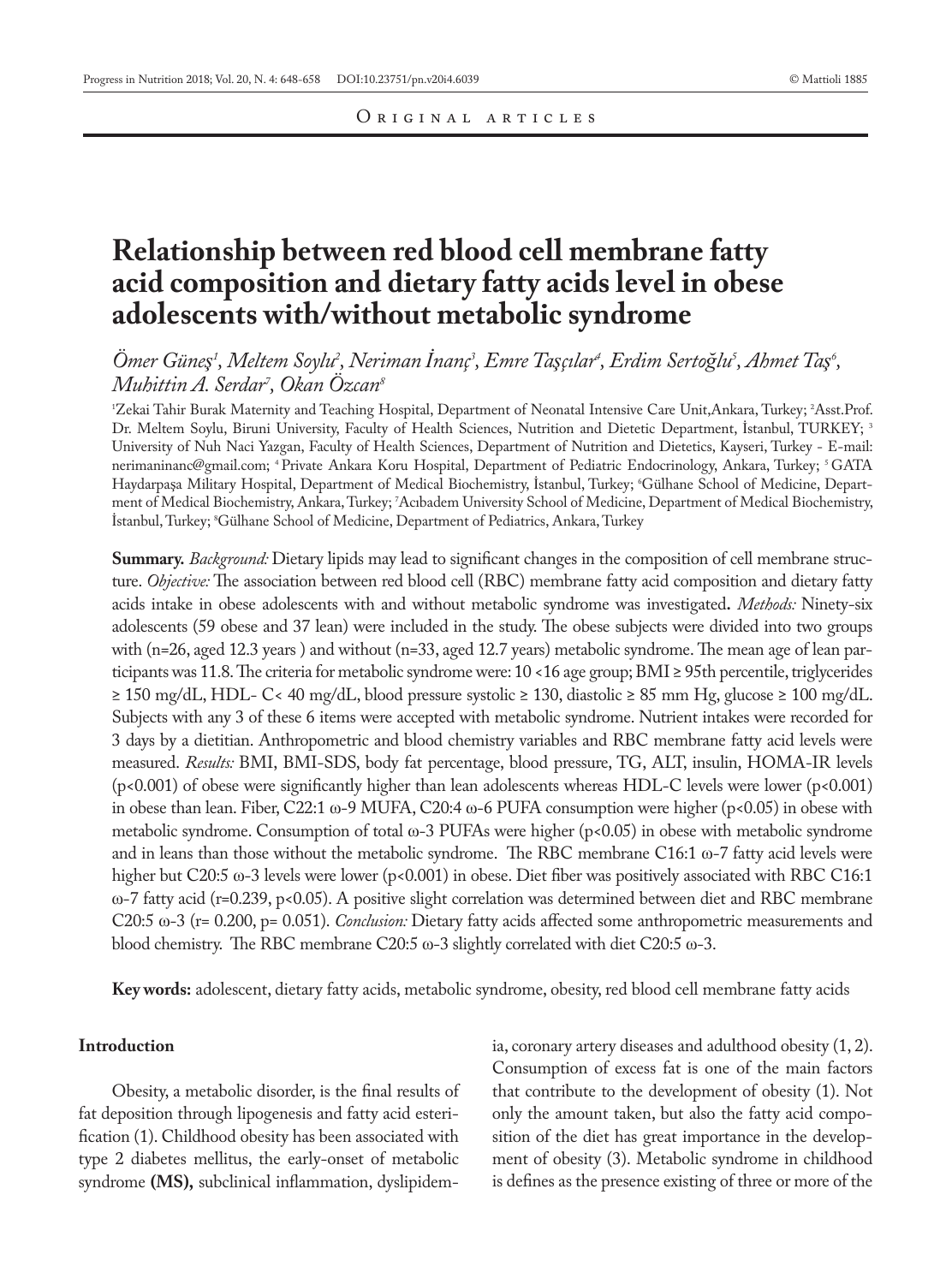Original articles

# Relationship between red blood cell membrane fatty acid composition and dietary fatty acids level in obese adolescents with/without metabolic syndrome

*Ömer Güneş[1], Meltem Soylu[2], Neriman İnanç[3], Emre Taşçılar[4], Erdim Sertoğlu[5], Ahmet Taş[6], Muhittin A. Serdar[7], Okan Özcan[8]*

[1]Zekai Tahir Burak Maternity and Teaching Hospital, Department of Neonatal Intensive Care Unit,Ankara, Turkey; [2]Asst.Prof. Dr. Meltem Soylu, Biruni University, Faculty of Health Sciences, Nutrition and Dietetic Department, İstanbul, TURKEY; [3] University of Nuh Naci Yazgan, Faculty of Health Sciences, Department of Nutrition and Dietetics, Kayseri, Turkey - E-mail: nerimaninanc@gmail.com; [4] Private Ankara Koru Hospital, Department of Pediatric Endocrinology, Ankara, Turkey; [5] GATA Haydarpaşa Military Hospital, Department of Medical Biochemistry, İstanbul, Turkey; [6]Gülhane School of Medicine, Department of Medical Biochemistry, Ankara, Turkey; [7]Acıbadem University School of Medicine, Department of Medical Biochemistry, İstanbul, Turkey; [8]Gülhane School of Medicine, Department of Pediatrics, Ankara, Turkey

**Summary.** *Background:* Dietary lipids may lead to significant changes in the composition of cell membrane structure. *Objective:* The association between red blood cell (RBC) membrane fatty acid composition and dietary fatty acids intake in obese adolescents with and without metabolic syndrome was investigated**.** *Methods:* Ninety-six adolescents (59 obese and 37 lean) were included in the study. The obese subjects were divided into two groups with (n=26, aged 12.3 years ) and without (n=33, aged 12.7 years) metabolic syndrome. The mean age of lean participants was 11.8. The criteria for metabolic syndrome were: 10 <16 age group; BMI ≥ 95th percentile, triglycerides ≥ 150 mg/dL, HDL- C< 40 mg/dL, blood pressure systolic ≥ 130, diastolic ≥ 85 mm Hg, glucose ≥ 100 mg/dL. Subjects with any 3 of these 6 items were accepted with metabolic syndrome. Nutrient intakes were recorded for 3 days by a dietitian. Anthropometric and blood chemistry variables and RBC membrane fatty acid levels were measured. *Results:* BMI, BMI-SDS, body fat percentage, blood pressure, TG, ALT, insulin, HOMA-IR levels ($p<0.001$) of obese were significantly higher than lean adolescents whereas HDL-C levels were lower ($p<0.001$) in obese than lean. Fiber, C22:1 ω-9 MUFA, C20:4 ω-6 PUFA consumption were higher ($p<0.05$) in obese with metabolic syndrome. Consumption of total ω-3 PUFAs were higher ($p<0.05$) in obese with metabolic syndrome and in leans than those without the metabolic syndrome. The RBC membrane C16:1 ω-7 fatty acid levels were higher but C20:5 ω-3 levels were lower ($p<0.001$) in obese. Diet fiber was positively associated with RBC C16:1 ω-7 fatty acid ($r=0.239$, $p<0.05$). A positive slight correlation was determined between diet and RBC membrane C20:5 ω-3 ($r= 0.200$, $p= 0.051$). *Conclusion:* Dietary fatty acids affected some anthropometric measurements and blood chemistry. The RBC membrane C20:5 ω-3 slightly correlated with diet C20:5 ω-3.

**Key words:** adolescent, dietary fatty acids, metabolic syndrome, obesity, red blood cell membrane fatty acids

## Introduction

Obesity, a metabolic disorder, is the final results of fat deposition through lipogenesis and fatty acid esterification (1). Childhood obesity has been associated with type 2 diabetes mellitus, the early-onset of metabolic syndrome **(MS),** subclinical inflammation, dyslipidemia, coronary artery diseases and adulthood obesity (1, 2). Consumption of excess fat is one of the main factors that contribute to the development of obesity (1). Not only the amount taken, but also the fatty acid composition of the diet has great importance in the development of obesity (3). Metabolic syndrome in childhood is defines as the presence existing of three or more of the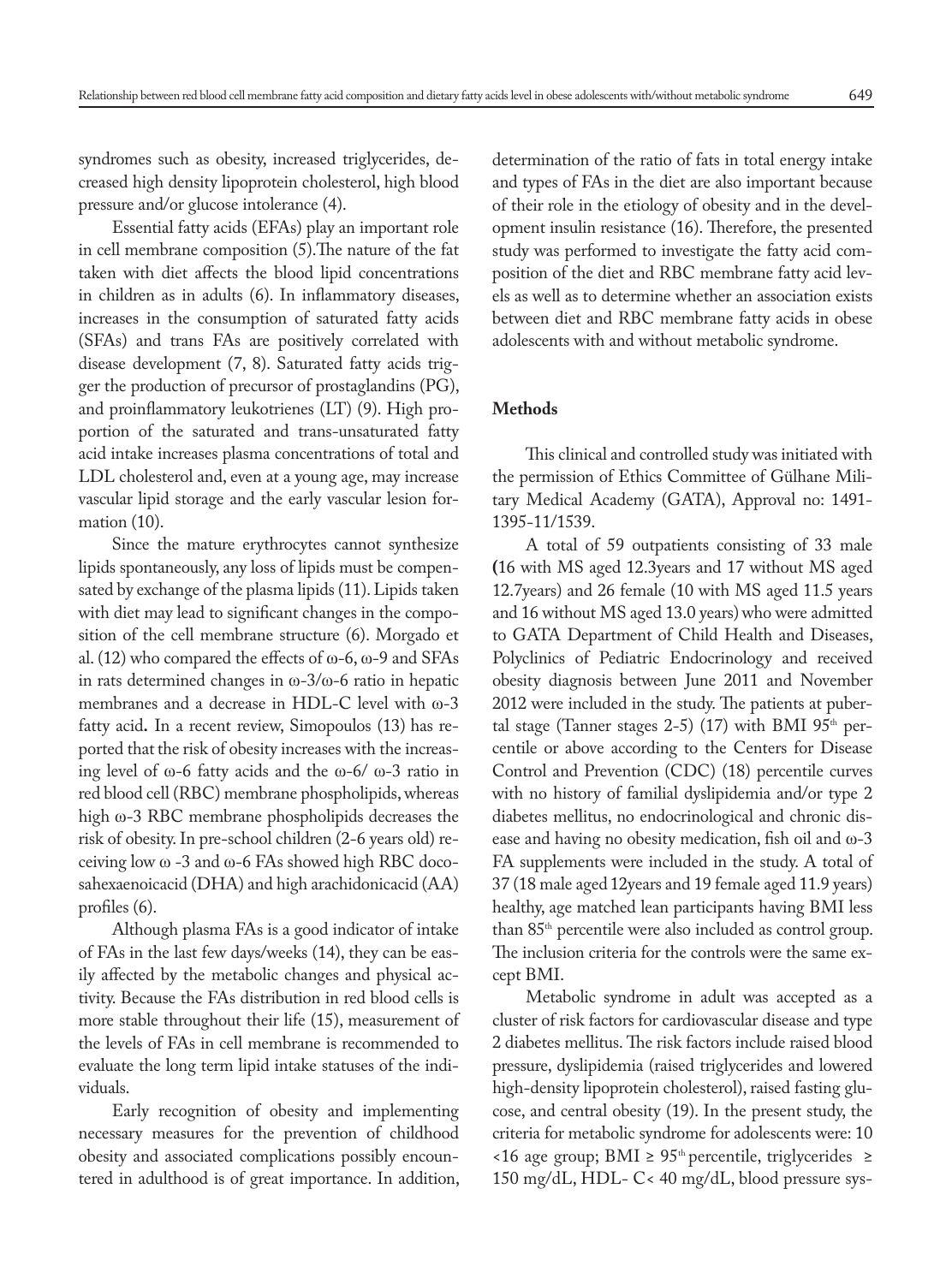syndromes such as obesity, increased triglycerides, decreased high density lipoprotein cholesterol, high blood pressure and/or glucose intolerance (4).

Essential fatty acids (EFAs) play an important role in cell membrane composition (5).The nature of the fat taken with diet affects the blood lipid concentrations in children as in adults (6). In inflammatory diseases, increases in the consumption of saturated fatty acids (SFAs) and trans FAs are positively correlated with disease development (7, 8). Saturated fatty acids trigger the production of precursor of prostaglandins (PG), and proinflammatory leukotrienes (LT) (9). High proportion of the saturated and trans-unsaturated fatty acid intake increases plasma concentrations of total and LDL cholesterol and, even at a young age, may increase vascular lipid storage and the early vascular lesion formation (10).

Since the mature erythrocytes cannot synthesize lipids spontaneously, any loss of lipids must be compensated by exchange of the plasma lipids (11). Lipids taken with diet may lead to significant changes in the composition of the cell membrane structure (6). Morgado et al. (12) who compared the effects of ω-6, ω-9 and SFAs in rats determined changes in ω-3/ω-6 ratio in hepatic membranes and a decrease in HDL-C level with ω-3 fatty acid**.** In a recent review, Simopoulos (13) has reported that the risk of obesity increases with the increasing level of ω-6 fatty acids and the ω-6/ ω-3 ratio in red blood cell (RBC) membrane phospholipids, whereas high ω-3 RBC membrane phospholipids decreases the risk of obesity. In pre-school children (2-6 years old) receiving low ω -3 and ω-6 FAs showed high RBC docosahexaenoicacid (DHA) and high arachidonicacid (AA) profiles (6).

Although plasma FAs is a good indicator of intake of FAs in the last few days/weeks (14), they can be easily affected by the metabolic changes and physical activity. Because the FAs distribution in red blood cells is more stable throughout their life (15), measurement of the levels of FAs in cell membrane is recommended to evaluate the long term lipid intake statuses of the individuals.

Early recognition of obesity and implementing necessary measures for the prevention of childhood obesity and associated complications possibly encountered in adulthood is of great importance. In addition, determination of the ratio of fats in total energy intake and types of FAs in the diet are also important because of their role in the etiology of obesity and in the development insulin resistance (16). Therefore, the presented study was performed to investigate the fatty acid composition of the diet and RBC membrane fatty acid levels as well as to determine whether an association exists between diet and RBC membrane fatty acids in obese adolescents with and without metabolic syndrome.

## Methods

This clinical and controlled study was initiated with the permission of Ethics Committee of Gülhane Military Medical Academy (GATA), Approval no: 1491-1395-11/1539.

A total of 59 outpatients consisting of 33 male **(**16 with MS aged 12.3years and 17 without MS aged 12.7years) and 26 female (10 with MS aged 11.5 years and 16 without MS aged 13.0 years) who were admitted to GATA Department of Child Health and Diseases, Polyclinics of Pediatric Endocrinology and received obesity diagnosis between June 2011 and November 2012 were included in the study. The patients at pubertal stage (Tanner stages 2-5) (17) with BMI 95th percentile or above according to the Centers for Disease Control and Prevention (CDC) (18) percentile curves with no history of familial dyslipidemia and/or type 2 diabetes mellitus, no endocrinological and chronic disease and having no obesity medication, fish oil and ω-3 FA supplements were included in the study. A total of 37 (18 male aged 12years and 19 female aged 11.9 years) healthy, age matched lean participants having BMI less than 85th percentile were also included as control group. The inclusion criteria for the controls were the same except BMI.

Metabolic syndrome in adult was accepted as a cluster of risk factors for cardiovascular disease and type 2 diabetes mellitus. The risk factors include raised blood pressure, dyslipidemia (raised triglycerides and lowered high-density lipoprotein cholesterol), raised fasting glucose, and central obesity (19). In the present study, the criteria for metabolic syndrome for adolescents were: 10 <16 age group; BMI ≥ 95th percentile, triglycerides ≥ 150 mg/dL, HDL- C< 40 mg/dL, blood pressure sys-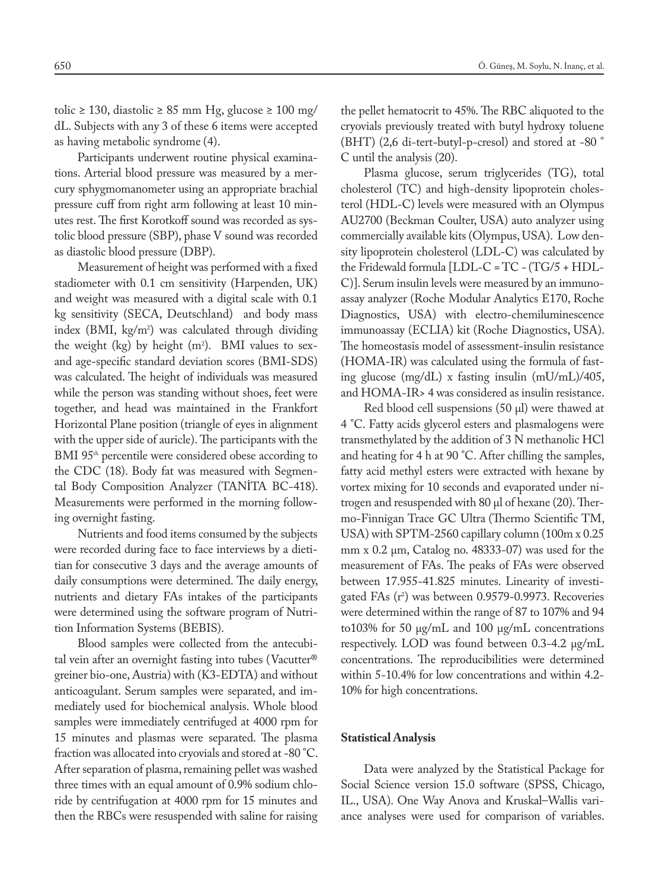tolic ≥ 130, diastolic ≥ 85 mm Hg, glucose ≥ 100 mg/dL. Subjects with any 3 of these 6 items were accepted as having metabolic syndrome (4).

Participants underwent routine physical examinations. Arterial blood pressure was measured by a mercury sphygmomanometer using an appropriate brachial pressure cuff from right arm following at least 10 minutes rest. The first Korotkoff sound was recorded as systolic blood pressure (SBP), phase V sound was recorded as diastolic blood pressure (DBP).

Measurement of height was performed with a fixed stadiometer with 0.1 cm sensitivity (Harpenden, UK) and weight was measured with a digital scale with 0.1 kg sensitivity (SECA, Deutschland) and body mass index (BMI, kg/m$^2$) was calculated through dividing the weight (kg) by height (m$^2$). BMI values to sex- and age-specific standard deviation scores (BMI-SDS) was calculated. The height of individuals was measured while the person was standing without shoes, feet were together, and head was maintained in the Frankfort Horizontal Plane position (triangle of eyes in alignment with the upper side of auricle). The participants with the BMI 95$^{th}$ percentile were considered obese according to the CDC (18). Body fat was measured with Segmental Body Composition Analyzer (TANİTA BC-418). Measurements were performed in the morning following overnight fasting.

Nutrients and food items consumed by the subjects were recorded during face to face interviews by a dietitian for consecutive 3 days and the average amounts of daily consumptions were determined. The daily energy, nutrients and dietary FAs intakes of the participants were determined using the software program of Nutrition Information Systems (BEBIS).

Blood samples were collected from the antecubital vein after an overnight fasting into tubes (Vacutter® greiner bio-one, Austria) with (K3-EDTA) and without anticoagulant. Serum samples were separated, and immediately used for biochemical analysis. Whole blood samples were immediately centrifuged at 4000 rpm for 15 minutes and plasmas were separated. The plasma fraction was allocated into cryovials and stored at -80 ˚C. After separation of plasma, remaining pellet was washed three times with an equal amount of 0.9% sodium chloride by centrifugation at 4000 rpm for 15 minutes and then the RBCs were resuspended with saline for raising the pellet hematocrit to 45%. The RBC aliquoted to the cryovials previously treated with butyl hydroxy toluene (BHT) (2,6 di-tert-butyl-p-cresol) and stored at -80 ˚ C until the analysis (20).

Plasma glucose, serum triglycerides (TG), total cholesterol (TC) and high-density lipoprotein cholesterol (HDL-C) levels were measured with an Olympus AU2700 (Beckman Coulter, USA) auto analyzer using commercially available kits (Olympus, USA). Low density lipoprotein cholesterol (LDL-C) was calculated by the Fridewald formula [LDL-C = TC - (TG/5 + HDL-C)]. Serum insulin levels were measured by an immunoassay analyzer (Roche Modular Analytics E170, Roche Diagnostics, USA) with electro-chemiluminescence immunoassay (ECLIA) kit (Roche Diagnostics, USA). The homeostasis model of assessment-insulin resistance (HOMA-IR) was calculated using the formula of fasting glucose (mg/dL) x fasting insulin (mU/mL)/405, and HOMA-IR> 4 was considered as insulin resistance.

Red blood cell suspensions (50 µl) were thawed at 4 ˚C. Fatty acids glycerol esters and plasmalogens were transmethylated by the addition of 3 N methanolic HCl and heating for 4 h at 90 ˚C. After chilling the samples, fatty acid methyl esters were extracted with hexane by vortex mixing for 10 seconds and evaporated under nitrogen and resuspended with 80 µl of hexane (20). Thermo-Finnigan Trace GC Ultra (Thermo Scientific TM, USA) with SPTM-2560 capillary column (100m x 0.25 mm x 0.2 µm, Catalog no. 48333-07) was used for the measurement of FAs. The peaks of FAs were observed between 17.955-41.825 minutes. Linearity of investigated FAs ($r^2$) was between 0.9579-0.9973. Recoveries were determined within the range of 87 to 107% and 94 to103% for 50 µg/mL and 100 µg/mL concentrations respectively. LOD was found between 0.3-4.2 µg/mL concentrations. The reproducibilities were determined within 5-10.4% for low concentrations and within 4.2-10% for high concentrations.

## Statistical Analysis

Data were analyzed by the Statistical Package for Social Science version 15.0 software (SPSS, Chicago, IL., USA). One Way Anova and Kruskal–Wallis variance analyses were used for comparison of variables.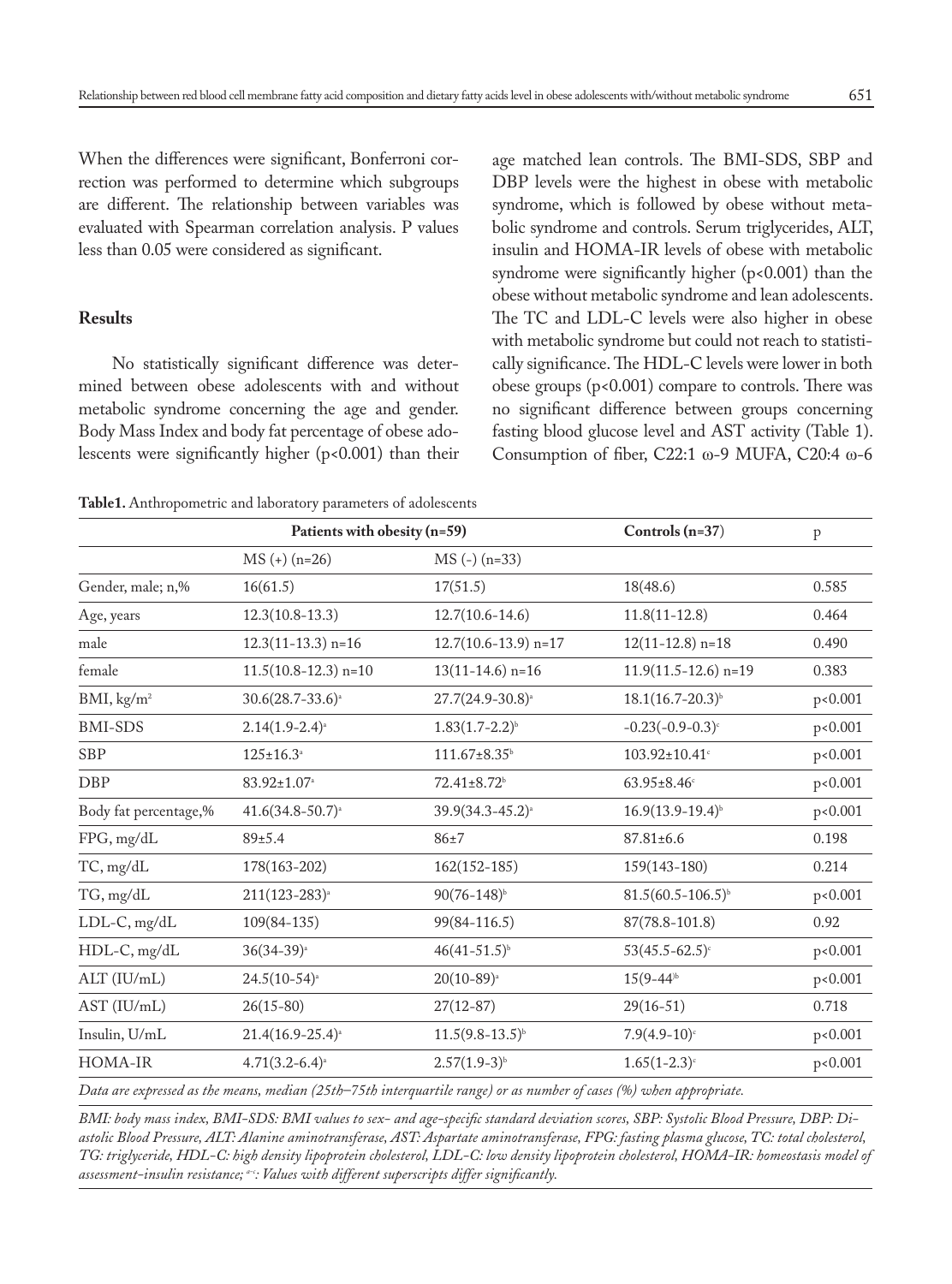When the differences were significant, Bonferroni correction was performed to determine which subgroups are different. The relationship between variables was evaluated with Spearman correlation analysis. P values less than 0.05 were considered as significant.

## Results

No statistically significant difference was determined between obese adolescents with and without metabolic syndrome concerning the age and gender. Body Mass Index and body fat percentage of obese adolescents were significantly higher ($p<0.001$) than their age matched lean controls. The BMI-SDS, SBP and DBP levels were the highest in obese with metabolic syndrome, which is followed by obese without metabolic syndrome and controls. Serum triglycerides, ALT, insulin and HOMA-IR levels of obese with metabolic syndrome were significantly higher ($p<0.001$) than the obese without metabolic syndrome and lean adolescents. The TC and LDL-C levels were also higher in obese with metabolic syndrome but could not reach to statistically significance. The HDL-C levels were lower in both obese groups ($p<0.001$) compare to controls. There was no significant difference between groups concerning fasting blood glucose level and AST activity (Table 1). Consumption of fiber, C22:1 ω-9 MUFA, C20:4 ω-6

**Table1.** Anthropometric and laboratory parameters of adolescents

| | Patients with obesity (n=59) | | Controls (n=37) | p |
|---|---|---|---|---|
| | MS (+) (n=26) | MS (-) (n=33) | | |
| Gender, male; n,% | 16(61.5) | 17(51.5) | 18(48.6) | 0.585 |
| Age, years | 12.3(10.8-13.3) | 12.7(10.6-14.6) | 11.8(11-12.8) | 0.464 |
| male | 12.3(11-13.3) n=16 | 12.7(10.6-13.9) n=17 | 12(11-12.8) n=18 | 0.490 |
| female | 11.5(10.8-12.3) n=10 | 13(11-14.6) n=16 | 11.9(11.5-12.6) n=19 | 0.383 |
| BMI, kg/m$^2$ | 30.6(28.7-33.6)[a] | 27.7(24.9-30.8)[a] | 18.1(16.7-20.3)[b] | p<0.001 |
| BMI-SDS | 2.14(1.9-2.4)[a] | 1.83(1.7-2.2)[b] | -0.23(-0.9-0.3)[c] | p<0.001 |
| SBP | 125±16.3[a] | 111.67±8.35[b] | 103.92±10.41[c] | p<0.001 |
| DBP | 83.92±1.07[a] | 72.41±8.72[b] | 63.95±8.46[c] | p<0.001 |
| Body fat percentage,% | 41.6(34.8-50.7)[a] | 39.9(34.3-45.2)[a] | 16.9(13.9-19.4)[b] | p<0.001 |
| FPG, mg/dL | 89±5.4 | 86±7 | 87.81±6.6 | 0.198 |
| TC, mg/dL | 178(163-202) | 162(152-185) | 159(143-180) | 0.214 |
| TG, mg/dL | 211(123-283)[a] | 90(76-148)[b] | 81.5(60.5-106.5)[b] | p<0.001 |
| LDL-C, mg/dL | 109(84-135) | 99(84-116.5) | 87(78.8-101.8) | 0.92 |
| HDL-C, mg/dL | 36(34-39)[a] | 46(41-51.5)[b] | 53(45.5-62.5)[c] | p<0.001 |
| ALT (IU/mL) | 24.5(10-54)[a] | 20(10-89)[a] | 15(9-44)[b] | p<0.001 |
| AST (IU/mL) | 26(15-80) | 27(12-87) | 29(16-51) | 0.718 |
| Insulin, U/mL | 21.4(16.9-25.4)[a] | 11.5(9.8-13.5)[b] | 7.9(4.9-10)[c] | p<0.001 |
| HOMA-IR | 4.71(3.2-6.4)[a] | 2.57(1.9-3)[b] | 1.65(1-2.3)[c] | p<0.001 |

*Data are expressed as the means, median (25th–75th interquartile range) or as number of cases (%) when appropriate.*

*BMI: body mass index, BMI-SDS: BMI values to sex- and age-specific standard deviation scores, SBP: Systolic Blood Pressure, DBP: Diastolic Blood Pressure, ALT: Alanine aminotransferase, AST: Aspartate aminotransferase, FPG: fasting plasma glucose, TC: total cholesterol, TG: triglyceride, HDL-C: high density lipoprotein cholesterol, LDL-C: low density lipoprotein cholesterol, HOMA-IR: homeostasis model of assessment-insulin resistance; [a-c]: Values with different superscripts differ significantly.*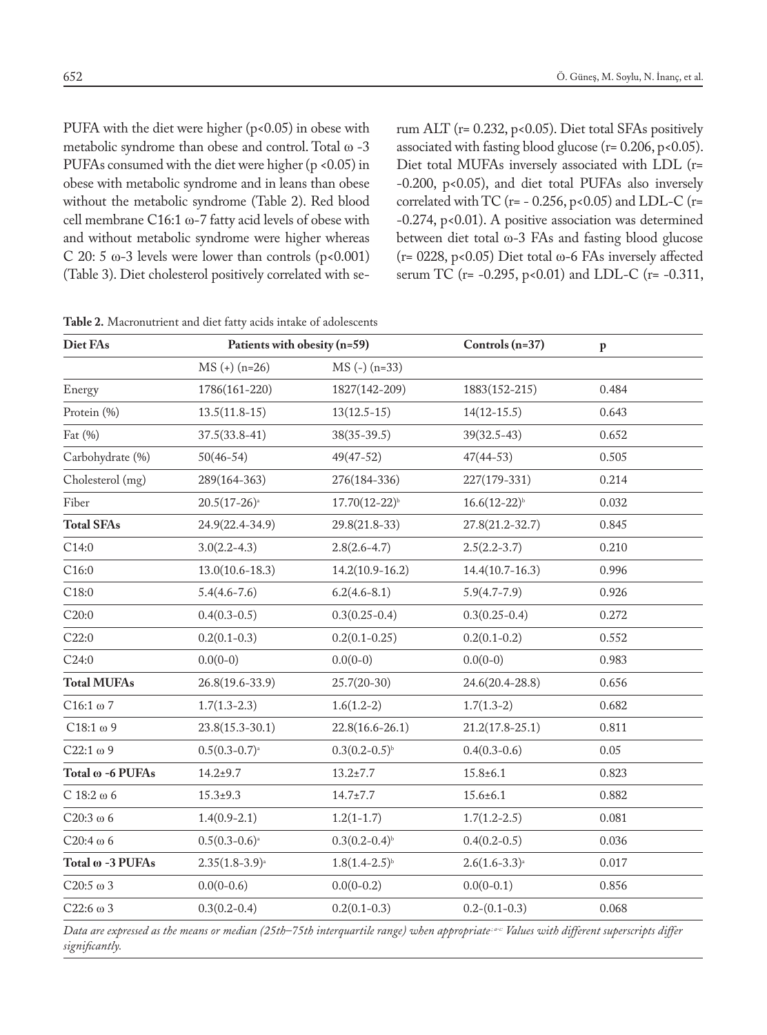PUFA with the diet were higher ($p<0.05$) in obese with metabolic syndrome than obese and control. Total ω -3 PUFAs consumed with the diet were higher ($p <0.05$) in obese with metabolic syndrome and in leans than obese without the metabolic syndrome (Table 2). Red blood cell membrane C16:1 ω-7 fatty acid levels of obese with and without metabolic syndrome were higher whereas C 20: 5 ω-3 levels were lower than controls ($p<0.001$) (Table 3). Diet cholesterol positively correlated with serum ALT ($r= 0.232$, $p<0.05$). Diet total SFAs positively associated with fasting blood glucose ($r= 0.206$, $p<0.05$). Diet total MUFAs inversely associated with LDL ($r= -0.200$, $p<0.05$), and diet total PUFAs also inversely correlated with TC ($r= - 0.256$, $p<0.05$) and LDL-C ($r= -0.274$, $p<0.01$). A positive association was determined between diet total ω-3 FAs and fasting blood glucose ($r= 0228$, $p<0.05$) Diet total ω-6 FAs inversely affected serum TC ($r= -0.295$, $p<0.01$) and LDL-C ($r= -0.311$,

**Table 2.** Macronutrient and diet fatty acids intake of adolescents

| Diet FAs | Patients with obesity (n=59) | | Controls (n=37) | p |
|---|---|---|---|---|
| | MS (+) (n=26) | MS (-) (n=33) | | |
| Energy | 1786(161-220) | 1827(142-209) | 1883(152-215) | 0.484 |
| Protein (%) | 13.5(11.8-15) | 13(12.5-15) | 14(12-15.5) | 0.643 |
| Fat (%) | 37.5(33.8-41) | 38(35-39.5) | 39(32.5-43) | 0.652 |
| Carbohydrate (%) | 50(46-54) | 49(47-52) | 47(44-53) | 0.505 |
| Cholesterol (mg) | 289(164-363) | 276(184-336) | 227(179-331) | 0.214 |
| Fiber | 20.5(17-26)[a] | 17.70(12-22)[b] | 16.6(12-22)[b] | 0.032 |
| **Total SFAs** | 24.9(22.4-34.9) | 29.8(21.8-33) | 27.8(21.2-32.7) | 0.845 |
| C14:0 | 3.0(2.2-4.3) | 2.8(2.6-4.7) | 2.5(2.2-3.7) | 0.210 |
| C16:0 | 13.0(10.6-18.3) | 14.2(10.9-16.2) | 14.4(10.7-16.3) | 0.996 |
| C18:0 | 5.4(4.6-7.6) | 6.2(4.6-8.1) | 5.9(4.7-7.9) | 0.926 |
| C20:0 | 0.4(0.3-0.5) | 0.3(0.25-0.4) | 0.3(0.25-0.4) | 0.272 |
| C22:0 | 0.2(0.1-0.3) | 0.2(0.1-0.25) | 0.2(0.1-0.2) | 0.552 |
| C24:0 | 0.0(0-0) | 0.0(0-0) | 0.0(0-0) | 0.983 |
| **Total MUFAs** | 26.8(19.6-33.9) | 25.7(20-30) | 24.6(20.4-28.8) | 0.656 |
| C16:1 ω 7 | 1.7(1.3-2.3) | 1.6(1.2-2) | 1.7(1.3-2) | 0.682 |
| C18:1 ω 9 | 23.8(15.3-30.1) | 22.8(16.6-26.1) | 21.2(17.8-25.1) | 0.811 |
| C22:1 ω 9 | 0.5(0.3-0.7)[a] | 0.3(0.2-0.5)[b] | 0.4(0.3-0.6) | 0.05 |
| **Total ω -6 PUFAs** | 14.2±9.7 | 13.2±7.7 | 15.8±6.1 | 0.823 |
| C 18:2 ω 6 | 15.3±9.3 | 14.7±7.7 | 15.6±6.1 | 0.882 |
| C20:3 ω 6 | 1.4(0.9-2.1) | 1.2(1-1.7) | 1.7(1.2-2.5) | 0.081 |
| C20:4 ω 6 | 0.5(0.3-0.6)[a] | 0.3(0.2-0.4)[b] | 0.4(0.2-0.5) | 0.036 |
| **Total ω -3 PUFAs** | 2.35(1.8-3.9)[a] | 1.8(1.4-2.5)[b] | 2.6(1.6-3.3)[a] | 0.017 |
| C20:5 ω 3 | 0.0(0-0.6) | 0.0(0-0.2) | 0.0(0-0.1) | 0.856 |
| C22:6 ω 3 | 0.3(0.2-0.4) | 0.2(0.1-0.3) | 0.2-(0.1-0.3) | 0.068 |

*Data are expressed as the means or median (25th–75th interquartile range) when appropriate.[a-c] Values with different superscripts differ significantly.*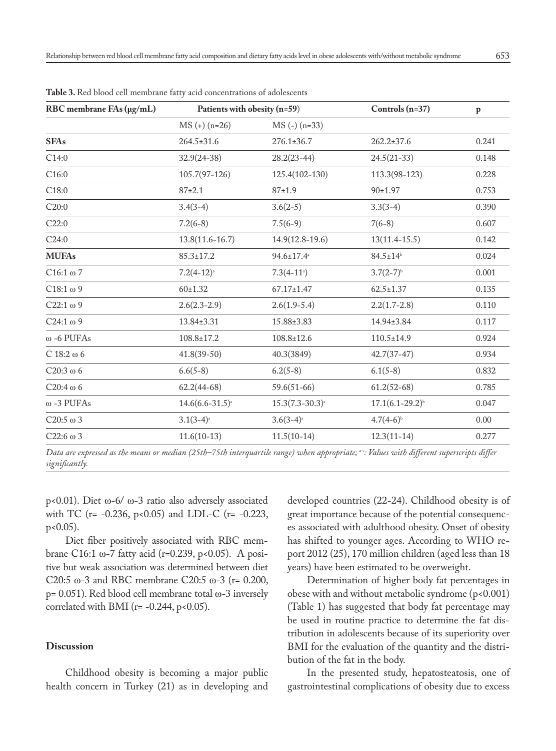**Table 3.** Red blood cell membrane fatty acid concentrations of adolescents

| RBC membrane FAs (μg/mL) | Patients with obesity (n=59) | | Controls (n=37) | p |
|---|---|---|---|---|
| | MS (+) (n=26) | MS (-) (n=33) | | |
| **SFAs** | 264.5±31.6 | 276.1±36.7 | 262.2±37.6 | 0.241 |
| C14:0 | 32.9(24-38) | 28.2(23-44) | 24.5(21-33) | 0.148 |
| C16:0 | 105.7(97-126) | 125.4(102-130) | 113.3(98-123) | 0.228 |
| C18:0 | 87±2.1 | 87±1.9 | 90±1.97 | 0.753 |
| C20:0 | 3.4(3-4) | 3.6(2-5) | 3.3(3-4) | 0.390 |
| C22:0 | 7.2(6-8) | 7.5(6-9) | 7(6-8) | 0.607 |
| C24:0 | 13.8(11.6-16.7) | 14.9(12.8-19.6) | 13(11.4-15.5) | 0.142 |
| **MUFAs** | 85.3±17.2 | 94.6±17.4[a] | 84.5±14[b] | 0.024 |
| C16:1 ω 7 | 7.2(4-12)[a] | 7.3(4-11[a]) | 3.7(2-7)[b] | 0.001 |
| C18:1 ω 9 | 60±1.32 | 67.17±1.47 | 62.5±1.37 | 0.135 |
| C22:1 ω 9 | 2.6(2.3-2.9) | 2.6(1.9-5.4) | 2.2(1.7-2.8) | 0.110 |
| C24:1 ω 9 | 13.84±3.31 | 15.88±3.83 | 14.94±3.84 | 0.117 |
| ω -6 PUFAs | 108.8±17.2 | 108.8±12.6 | 110.5±14.9 | 0.924 |
| C 18:2 ω 6 | 41.8(39-50) | 40.3(3849) | 42.7(37-47) | 0.934 |
| C20:3 ω 6 | 6.6(5-8) | 6.2(5-8) | 6.1(5-8) | 0.832 |
| C20:4 ω 6 | 62.2(44-68) | 59.6(51-66) | 61.2(52-68) | 0.785 |
| ω -3 PUFAs | 14.6(6.6-31.5)[a] | 15.3(7.3-30.3)[a] | 17.1(6.1-29.2)[b] | 0.047 |
| C20:5 ω 3 | 3.1(3-4)[a] | 3.6(3-4)[a] | 4.7(4-6)[b] | 0.00 |
| C22:6 ω 3 | 11.6(10-13) | 11.5(10-14) | 12.3(11-14) | 0.277 |

*Data are expressed as the means or median (25th–75th interquartile range) when appropriate; a–c: Values with different superscripts differ significantly.*

$p<0.01$). Diet ω-6/ ω-3 ratio also adversely associated with TC ($r= -0.236$, $p<0.05$) and LDL-C ($r= -0.223$, $p<0.05$).

Diet fiber positively associated with RBC membrane C16:1 ω-7 fatty acid ($r=0.239$, $p<0.05$). A positive but weak association was determined between diet C20:5 ω-3 and RBC membrane C20:5 ω-3 ($r= 0.200$, $p= 0.051$). Red blood cell membrane total ω-3 inversely correlated with BMI ($r= -0.244$, $p<0.05$).

## Discussion

Childhood obesity is becoming a major public health concern in Turkey (21) as in developing and developed countries (22-24). Childhood obesity is of great importance because of the potential consequences associated with adulthood obesity. Onset of obesity has shifted to younger ages. According to WHO report 2012 (25), 170 million children (aged less than 18 years) have been estimated to be overweight.

Determination of higher body fat percentages in obese with and without metabolic syndrome ($p<0.001$) (Table 1) has suggested that body fat percentage may be used in routine practice to determine the fat distribution in adolescents because of its superiority over BMI for the evaluation of the quantity and the distribution of the fat in the body.

In the presented study, hepatosteatosis, one of gastrointestinal complications of obesity due to excess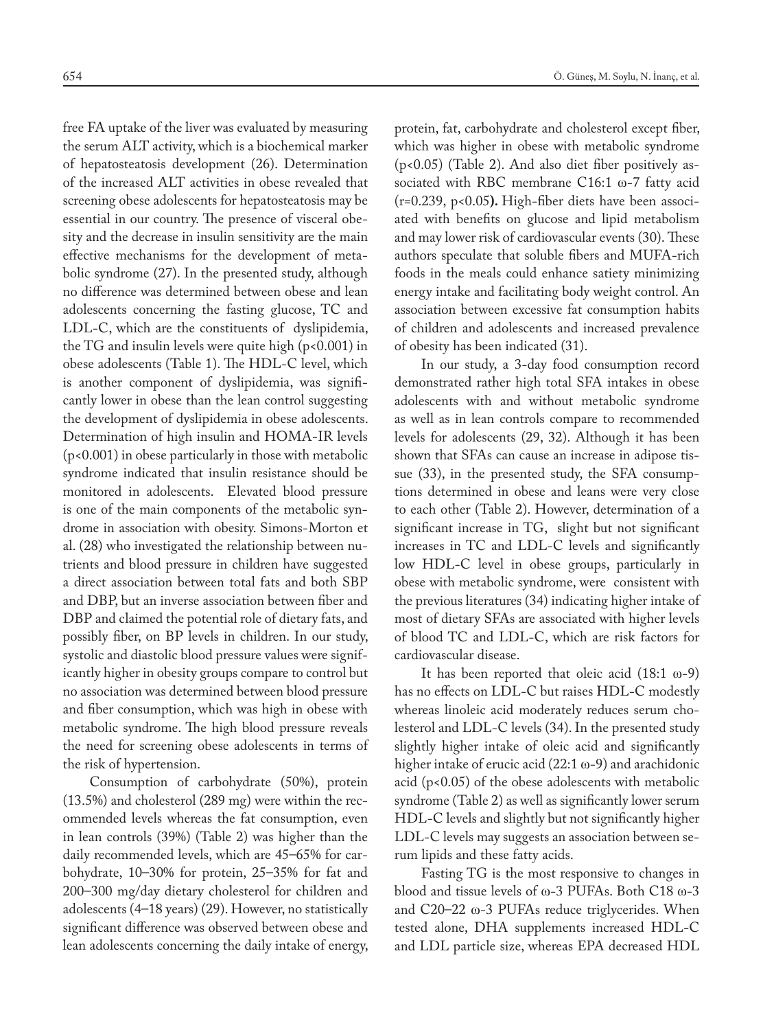free FA uptake of the liver was evaluated by measuring the serum ALT activity, which is a biochemical marker of hepatosteatosis development (26). Determination of the increased ALT activities in obese revealed that screening obese adolescents for hepatosteatosis may be essential in our country. The presence of visceral obesity and the decrease in insulin sensitivity are the main effective mechanisms for the development of metabolic syndrome (27). In the presented study, although no difference was determined between obese and lean adolescents concerning the fasting glucose, TC and LDL-C, which are the constituents of dyslipidemia, the TG and insulin levels were quite high ($p<0.001$) in obese adolescents (Table 1). The HDL-C level, which is another component of dyslipidemia, was significantly lower in obese than the lean control suggesting the development of dyslipidemia in obese adolescents. Determination of high insulin and HOMA-IR levels ($p<0.001$) in obese particularly in those with metabolic syndrome indicated that insulin resistance should be monitored in adolescents. Elevated blood pressure is one of the main components of the metabolic syndrome in association with obesity. Simons-Morton et al. (28) who investigated the relationship between nutrients and blood pressure in children have suggested a direct association between total fats and both SBP and DBP, but an inverse association between fiber and DBP and claimed the potential role of dietary fats, and possibly fiber, on BP levels in children. In our study, systolic and diastolic blood pressure values were significantly higher in obesity groups compare to control but no association was determined between blood pressure and fiber consumption, which was high in obese with metabolic syndrome. The high blood pressure reveals the need for screening obese adolescents in terms of the risk of hypertension.

Consumption of carbohydrate (50%), protein (13.5%) and cholesterol (289 mg) were within the recommended levels whereas the fat consumption, even in lean controls (39%) (Table 2) was higher than the daily recommended levels, which are 45–65% for carbohydrate, 10–30% for protein, 25–35% for fat and 200–300 mg/day dietary cholesterol for children and adolescents (4–18 years) (29). However, no statistically significant difference was observed between obese and lean adolescents concerning the daily intake of energy, protein, fat, carbohydrate and cholesterol except fiber, which was higher in obese with metabolic syndrome ($p<0.05$) (Table 2). And also diet fiber positively associated with RBC membrane C16:1 ω-7 fatty acid ($r=0.239$, $p<0.05$**).** High-fiber diets have been associated with benefits on glucose and lipid metabolism and may lower risk of cardiovascular events (30). These authors speculate that soluble fibers and MUFA-rich foods in the meals could enhance satiety minimizing energy intake and facilitating body weight control. An association between excessive fat consumption habits of children and adolescents and increased prevalence of obesity has been indicated (31).

In our study, a 3-day food consumption record demonstrated rather high total SFA intakes in obese adolescents with and without metabolic syndrome as well as in lean controls compare to recommended levels for adolescents (29, 32). Although it has been shown that SFAs can cause an increase in adipose tissue (33), in the presented study, the SFA consumptions determined in obese and leans were very close to each other (Table 2). However, determination of a significant increase in TG, slight but not significant increases in TC and LDL-C levels and significantly low HDL-C level in obese groups, particularly in obese with metabolic syndrome, were consistent with the previous literatures (34) indicating higher intake of most of dietary SFAs are associated with higher levels of blood TC and LDL-C, which are risk factors for cardiovascular disease.

It has been reported that oleic acid (18:1 ω-9) has no effects on LDL-C but raises HDL-C modestly whereas linoleic acid moderately reduces serum cholesterol and LDL-C levels (34). In the presented study slightly higher intake of oleic acid and significantly higher intake of erucic acid (22:1 ω-9) and arachidonic acid ($p<0.05$) of the obese adolescents with metabolic syndrome (Table 2) as well as significantly lower serum HDL-C levels and slightly but not significantly higher LDL-C levels may suggests an association between serum lipids and these fatty acids.

Fasting TG is the most responsive to changes in blood and tissue levels of ω-3 PUFAs. Both C18 ω-3 and C20–22 ω-3 PUFAs reduce triglycerides. When tested alone, DHA supplements increased HDL-C and LDL particle size, whereas EPA decreased HDL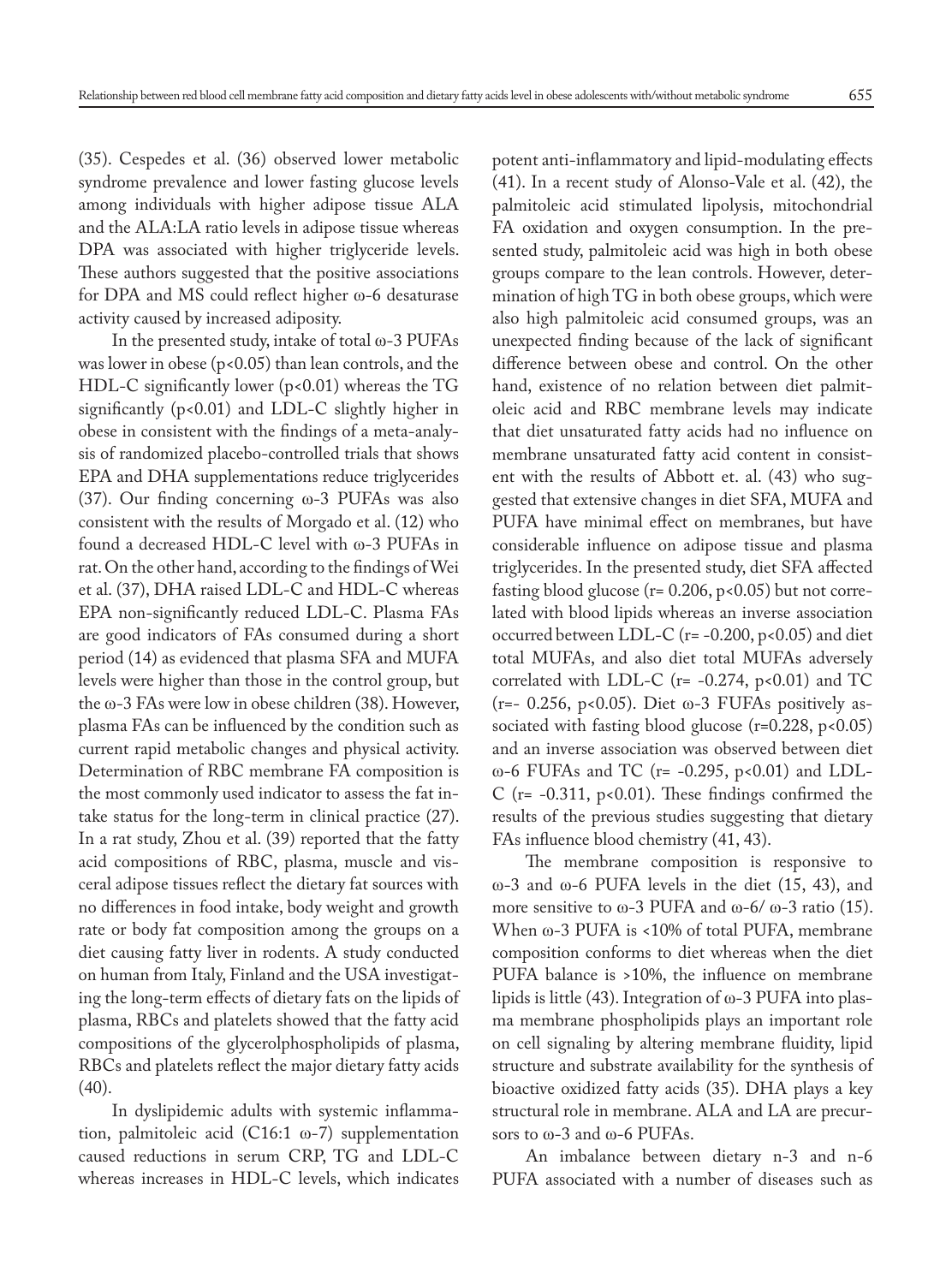(35). Cespedes et al. (36) observed lower metabolic syndrome prevalence and lower fasting glucose levels among individuals with higher adipose tissue ALA and the ALA:LA ratio levels in adipose tissue whereas DPA was associated with higher triglyceride levels. These authors suggested that the positive associations for DPA and MS could reflect higher ω-6 desaturase activity caused by increased adiposity.

In the presented study, intake of total ω-3 PUFAs was lower in obese ($p<0.05$) than lean controls, and the HDL-C significantly lower ($p<0.01$) whereas the TG significantly ($p<0.01$) and LDL-C slightly higher in obese in consistent with the findings of a meta-analysis of randomized placebo-controlled trials that shows EPA and DHA supplementations reduce triglycerides (37). Our finding concerning ω-3 PUFAs was also consistent with the results of Morgado et al. (12) who found a decreased HDL-C level with ω-3 PUFAs in rat. On the other hand, according to the findings of Wei et al. (37), DHA raised LDL-C and HDL-C whereas EPA non-significantly reduced LDL-C. Plasma FAs are good indicators of FAs consumed during a short period (14) as evidenced that plasma SFA and MUFA levels were higher than those in the control group, but the ω-3 FAs were low in obese children (38). However, plasma FAs can be influenced by the condition such as current rapid metabolic changes and physical activity. Determination of RBC membrane FA composition is the most commonly used indicator to assess the fat intake status for the long-term in clinical practice (27). In a rat study, Zhou et al. (39) reported that the fatty acid compositions of RBC, plasma, muscle and visceral adipose tissues reflect the dietary fat sources with no differences in food intake, body weight and growth rate or body fat composition among the groups on a diet causing fatty liver in rodents. A study conducted on human from Italy, Finland and the USA investigating the long-term effects of dietary fats on the lipids of plasma, RBCs and platelets showed that the fatty acid compositions of the glycerolphospholipids of plasma, RBCs and platelets reflect the major dietary fatty acids (40).

In dyslipidemic adults with systemic inflammation, palmitoleic acid (C16:1 ω-7) supplementation caused reductions in serum CRP, TG and LDL-C whereas increases in HDL-C levels, which indicates potent anti-inflammatory and lipid-modulating effects (41). In a recent study of Alonso-Vale et al. (42), the palmitoleic acid stimulated lipolysis, mitochondrial FA oxidation and oxygen consumption. In the presented study, palmitoleic acid was high in both obese groups compare to the lean controls. However, determination of high TG in both obese groups, which were also high palmitoleic acid consumed groups, was an unexpected finding because of the lack of significant difference between obese and control. On the other hand, existence of no relation between diet palmitoleic acid and RBC membrane levels may indicate that diet unsaturated fatty acids had no influence on membrane unsaturated fatty acid content in consistent with the results of Abbott et. al. (43) who suggested that extensive changes in diet SFA, MUFA and PUFA have minimal effect on membranes, but have considerable influence on adipose tissue and plasma triglycerides. In the presented study, diet SFA affected fasting blood glucose ($r= 0.206$, $p<0.05$) but not correlated with blood lipids whereas an inverse association occurred between LDL-C ($r= -0.200$, $p<0.05$) and diet total MUFAs, and also diet total MUFAs adversely correlated with LDL-C ($r= -0.274$, $p<0.01$) and TC ($r=- 0.256$, $p<0.05$). Diet ω-3 FUFAs positively associated with fasting blood glucose ($r=0.228$, $p<0.05$) and an inverse association was observed between diet ω-6 FUFAs and TC ($r= -0.295$, $p<0.01$) and LDL-C ($r= -0.311$, $p<0.01$). These findings confirmed the results of the previous studies suggesting that dietary FAs influence blood chemistry (41, 43).

The membrane composition is responsive to ω-3 and ω-6 PUFA levels in the diet (15, 43), and more sensitive to ω-3 PUFA and ω-6/ ω-3 ratio (15). When ω-3 PUFA is <10% of total PUFA, membrane composition conforms to diet whereas when the diet PUFA balance is >10%, the influence on membrane lipids is little (43). Integration of ω-3 PUFA into plasma membrane phospholipids plays an important role on cell signaling by altering membrane fluidity, lipid structure and substrate availability for the synthesis of bioactive oxidized fatty acids (35). DHA plays a key structural role in membrane. ALA and LA are precursors to ω-3 and ω-6 PUFAs.

An imbalance between dietary n-3 and n-6 PUFA associated with a number of diseases such as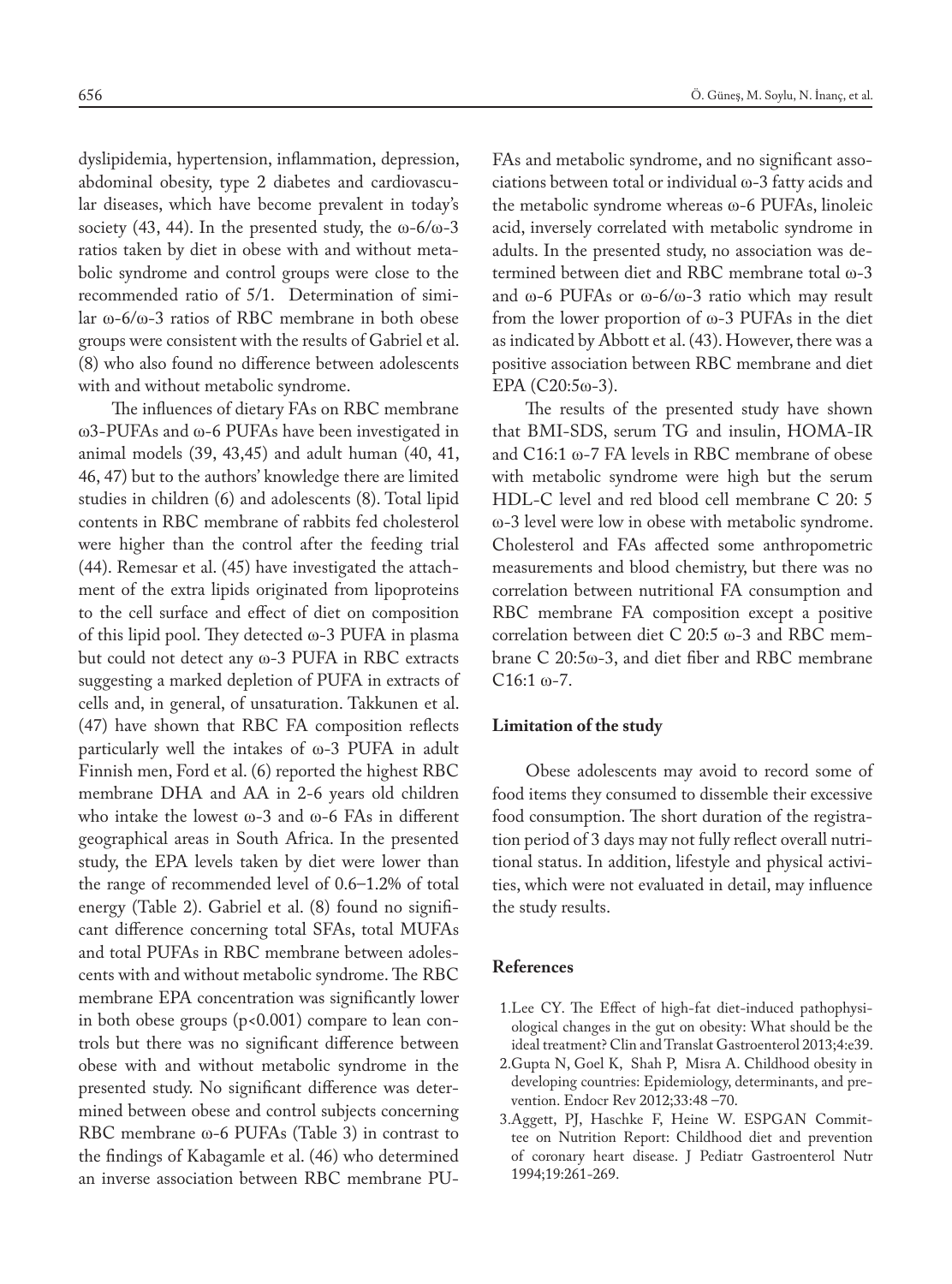dyslipidemia, hypertension, inflammation, depression, abdominal obesity, type 2 diabetes and cardiovascular diseases, which have become prevalent in today's society (43, 44). In the presented study, the ω-6/ω-3 ratios taken by diet in obese with and without metabolic syndrome and control groups were close to the recommended ratio of 5/1. Determination of similar ω-6/ω-3 ratios of RBC membrane in both obese groups were consistent with the results of Gabriel et al. (8) who also found no difference between adolescents with and without metabolic syndrome.

The influences of dietary FAs on RBC membrane ω3-PUFAs and ω-6 PUFAs have been investigated in animal models (39, 43,45) and adult human (40, 41, 46, 47) but to the authors' knowledge there are limited studies in children (6) and adolescents (8). Total lipid contents in RBC membrane of rabbits fed cholesterol were higher than the control after the feeding trial (44). Remesar et al. (45) have investigated the attachment of the extra lipids originated from lipoproteins to the cell surface and effect of diet on composition of this lipid pool. They detected ω-3 PUFA in plasma but could not detect any ω-3 PUFA in RBC extracts suggesting a marked depletion of PUFA in extracts of cells and, in general, of unsaturation. Takkunen et al. (47) have shown that RBC FA composition reflects particularly well the intakes of ω-3 PUFA in adult Finnish men, Ford et al. (6) reported the highest RBC membrane DHA and AA in 2-6 years old children who intake the lowest ω-3 and ω-6 FAs in different geographical areas in South Africa. In the presented study, the EPA levels taken by diet were lower than the range of recommended level of 0.6–1.2% of total energy (Table 2). Gabriel et al. (8) found no significant difference concerning total SFAs, total MUFAs and total PUFAs in RBC membrane between adolescents with and without metabolic syndrome. The RBC membrane EPA concentration was significantly lower in both obese groups ($p<0.001$) compare to lean controls but there was no significant difference between obese with and without metabolic syndrome in the presented study. No significant difference was determined between obese and control subjects concerning RBC membrane ω-6 PUFAs (Table 3) in contrast to the findings of Kabagamle et al. (46) who determined an inverse association between RBC membrane PUFAs and metabolic syndrome, and no significant associations between total or individual ω-3 fatty acids and the metabolic syndrome whereas ω-6 PUFAs, linoleic acid, inversely correlated with metabolic syndrome in adults. In the presented study, no association was determined between diet and RBC membrane total ω-3 and ω-6 PUFAs or ω-6/ω-3 ratio which may result from the lower proportion of ω-3 PUFAs in the diet as indicated by Abbott et al. (43). However, there was a positive association between RBC membrane and diet EPA (C20:5ω-3).

The results of the presented study have shown that BMI-SDS, serum TG and insulin, HOMA-IR and C16:1 ω-7 FA levels in RBC membrane of obese with metabolic syndrome were high but the serum HDL-C level and red blood cell membrane C 20: 5 ω-3 level were low in obese with metabolic syndrome. Cholesterol and FAs affected some anthropometric measurements and blood chemistry, but there was no correlation between nutritional FA consumption and RBC membrane FA composition except a positive correlation between diet C 20:5 ω-3 and RBC membrane C 20:5ω-3, and diet fiber and RBC membrane C16:1 ω-7.

#### Limitation of the study

Obese adolescents may avoid to record some of food items they consumed to dissemble their excessive food consumption. The short duration of the registration period of 3 days may not fully reflect overall nutritional status. In addition, lifestyle and physical activities, which were not evaluated in detail, may influence the study results.

#### References

1. Lee CY. The Effect of high-fat diet-induced pathophysiological changes in the gut on obesity: What should be the ideal treatment? Clin and Translat Gastroenterol 2013;4:e39.
2. Gupta N, Goel K, Shah P, Misra A. Childhood obesity in developing countries: Epidemiology, determinants, and prevention. Endocr Rev 2012;33:48 –70.
3. Aggett, PJ, Haschke F, Heine W. ESPGAN Committee on Nutrition Report: Childhood diet and prevention of coronary heart disease. J Pediatr Gastroenterol Nutr 1994;19:261-269.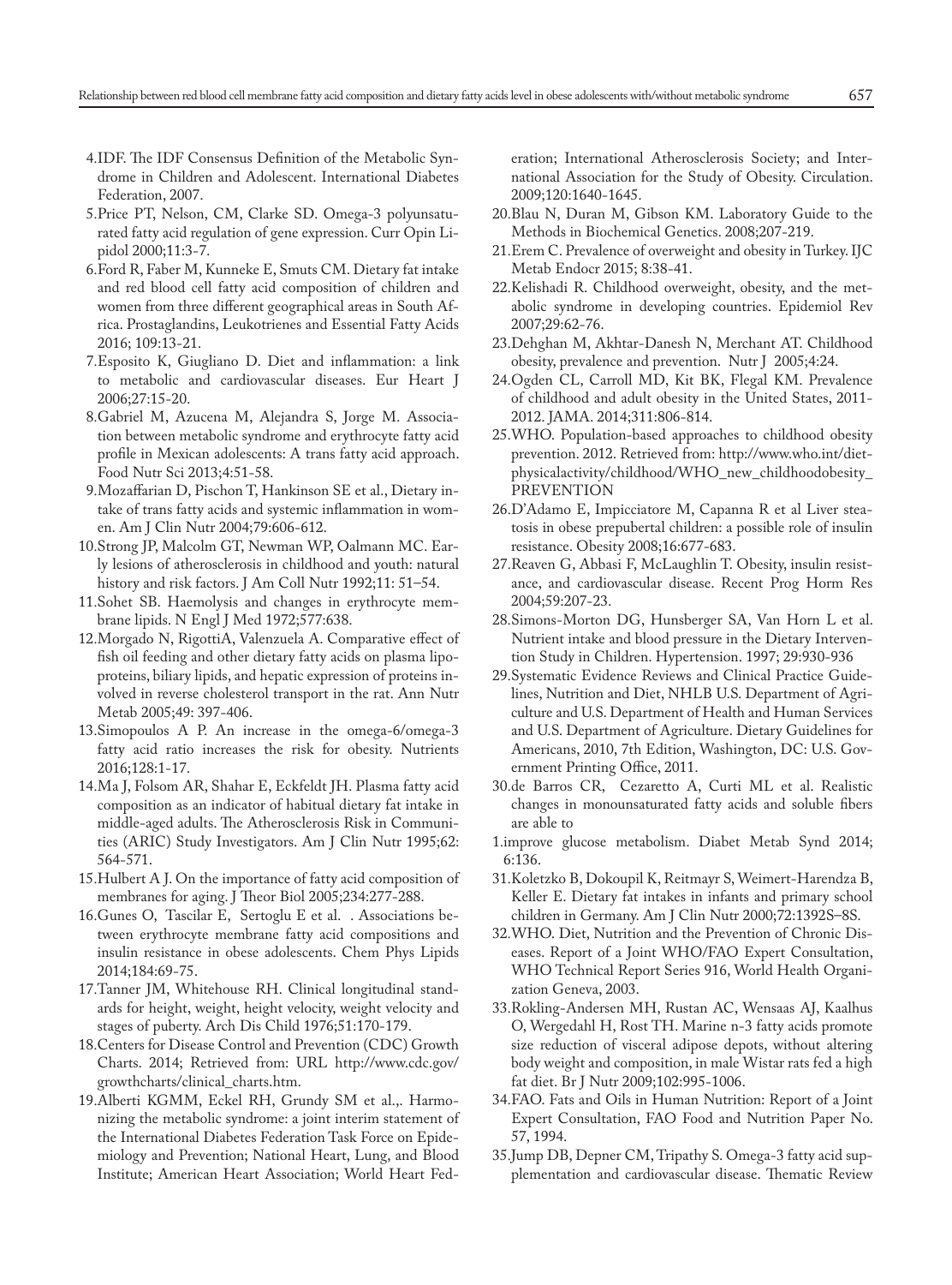4. IDF. The IDF Consensus Definition of the Metabolic Syndrome in Children and Adolescent. International Diabetes Federation, 2007.
5. Price PT, Nelson, CM, Clarke SD. Omega-3 polyunsaturated fatty acid regulation of gene expression. Curr Opin Lipidol 2000;11:3-7.
6. Ford R, Faber M, Kunneke E, Smuts CM. Dietary fat intake and red blood cell fatty acid composition of children and women from three different geographical areas in South Africa. Prostaglandins, Leukotrienes and Essential Fatty Acids 2016; 109:13-21.
7. Esposito K, Giugliano D. Diet and inflammation: a link to metabolic and cardiovascular diseases. Eur Heart J 2006;27:15-20.
8. Gabriel M, Azucena M, Alejandra S, Jorge M. Association between metabolic syndrome and erythrocyte fatty acid profile in Mexican adolescents: A trans fatty acid approach. Food Nutr Sci 2013;4:51-58.
9. Mozaffarian D, Pischon T, Hankinson SE et al., Dietary intake of trans fatty acids and systemic inflammation in women. Am J Clin Nutr 2004;79:606-612.
10. Strong JP, Malcolm GT, Newman WP, Oalmann MC. Early lesions of atherosclerosis in childhood and youth: natural history and risk factors. J Am Coll Nutr 1992;11: 51–54.
11. Sohet SB. Haemolysis and changes in erythrocyte membrane lipids. N Engl J Med 1972;577:638.
12. Morgado N, RigottiA, Valenzuela A. Comparative effect of fish oil feeding and other dietary fatty acids on plasma lipoproteins, biliary lipids, and hepatic expression of proteins involved in reverse cholesterol transport in the rat. Ann Nutr Metab 2005;49: 397-406.
13. Simopoulos A P. An increase in the omega-6/omega-3 fatty acid ratio increases the risk for obesity. Nutrients 2016;128:1-17.
14. Ma J, Folsom AR, Shahar E, Eckfeldt JH. Plasma fatty acid composition as an indicator of habitual dietary fat intake in middle-aged adults. The Atherosclerosis Risk in Communities (ARIC) Study Investigators. Am J Clin Nutr 1995;62: 564-571.
15. Hulbert A J. On the importance of fatty acid composition of membranes for aging. J Theor Biol 2005;234:277-288.
16. Gunes O, Tascilar E, Sertoglu E et al. . Associations between erythrocyte membrane fatty acid compositions and insulin resistance in obese adolescents. Chem Phys Lipids 2014;184:69-75.
17. Tanner JM, Whitehouse RH. Clinical longitudinal standards for height, weight, height velocity, weight velocity and stages of puberty. Arch Dis Child 1976;51:170-179.
18. Centers for Disease Control and Prevention (CDC) Growth Charts. 2014; Retrieved from: URL http://www.cdc.gov/growthcharts/clinical_charts.htm.
19. Alberti KGMM, Eckel RH, Grundy SM et al.,. Harmonizing the metabolic syndrome: a joint interim statement of the International Diabetes Federation Task Force on Epidemiology and Prevention; National Heart, Lung, and Blood Institute; American Heart Association; World Heart Federation; International Atherosclerosis Society; and International Association for the Study of Obesity. Circulation. 2009;120:1640-1645.
20. Blau N, Duran M, Gibson KM. Laboratory Guide to the Methods in Biochemical Genetics. 2008;207-219.
21. Erem C. Prevalence of overweight and obesity in Turkey. IJC Metab Endocr 2015; 8:38-41.
22. Kelishadi R. Childhood overweight, obesity, and the metabolic syndrome in developing countries. Epidemiol Rev 2007;29:62-76.
23. Dehghan M, Akhtar-Danesh N, Merchant AT. Childhood obesity, prevalence and prevention. Nutr J 2005;4:24.
24. Ogden CL, Carroll MD, Kit BK, Flegal KM. Prevalence of childhood and adult obesity in the United States, 2011-2012. JAMA. 2014;311:806-814.
25. WHO. Population-based approaches to childhood obesity prevention. 2012. Retrieved from: http://www.who.int/dietphysicalactivity/childhood/WHO_new_childhoodobesity_PREVENTION
26. D'Adamo E, Impicciatore M, Capanna R et al Liver steatosis in obese prepubertal children: a possible role of insulin resistance. Obesity 2008;16:677-683.
27. Reaven G, Abbasi F, McLaughlin T. Obesity, insulin resistance, and cardiovascular disease. Recent Prog Horm Res 2004;59:207-23.
28. Simons-Morton DG, Hunsberger SA, Van Horn L et al. Nutrient intake and blood pressure in the Dietary Intervention Study in Children. Hypertension. 1997; 29:930-936
29. Systematic Evidence Reviews and Clinical Practice Guidelines, Nutrition and Diet, NHLB U.S. Department of Agriculture and U.S. Department of Health and Human Services and U.S. Department of Agriculture. Dietary Guidelines for Americans, 2010, 7th Edition, Washington, DC: U.S. Government Printing Office, 2011.
30. de Barros CR, Cezaretto A, Curti ML et al. Realistic changes in monounsaturated fatty acids and soluble fibers are able to
1. improve glucose metabolism. Diabet Metab Synd 2014; 6:136.
31. Koletzko B, Dokoupil K, Reitmayr S, Weimert-Harendza B, Keller E. Dietary fat intakes in infants and primary school children in Germany. Am J Clin Nutr 2000;72:1392S–8S.
32. WHO. Diet, Nutrition and the Prevention of Chronic Diseases. Report of a Joint WHO/FAO Expert Consultation, WHO Technical Report Series 916, World Health Organization Geneva, 2003.
33. Rokling-Andersen MH, Rustan AC, Wensaas AJ, Kaalhus O, Wergedahl H, Rost TH. Marine n-3 fatty acids promote size reduction of visceral adipose depots, without altering body weight and composition, in male Wistar rats fed a high fat diet. Br J Nutr 2009;102:995-1006.
34. FAO. Fats and Oils in Human Nutrition: Report of a Joint Expert Consultation, FAO Food and Nutrition Paper No. 57, 1994.
35. Jump DB, Depner CM, Tripathy S. Omega-3 fatty acid supplementation and cardiovascular disease. Thematic Review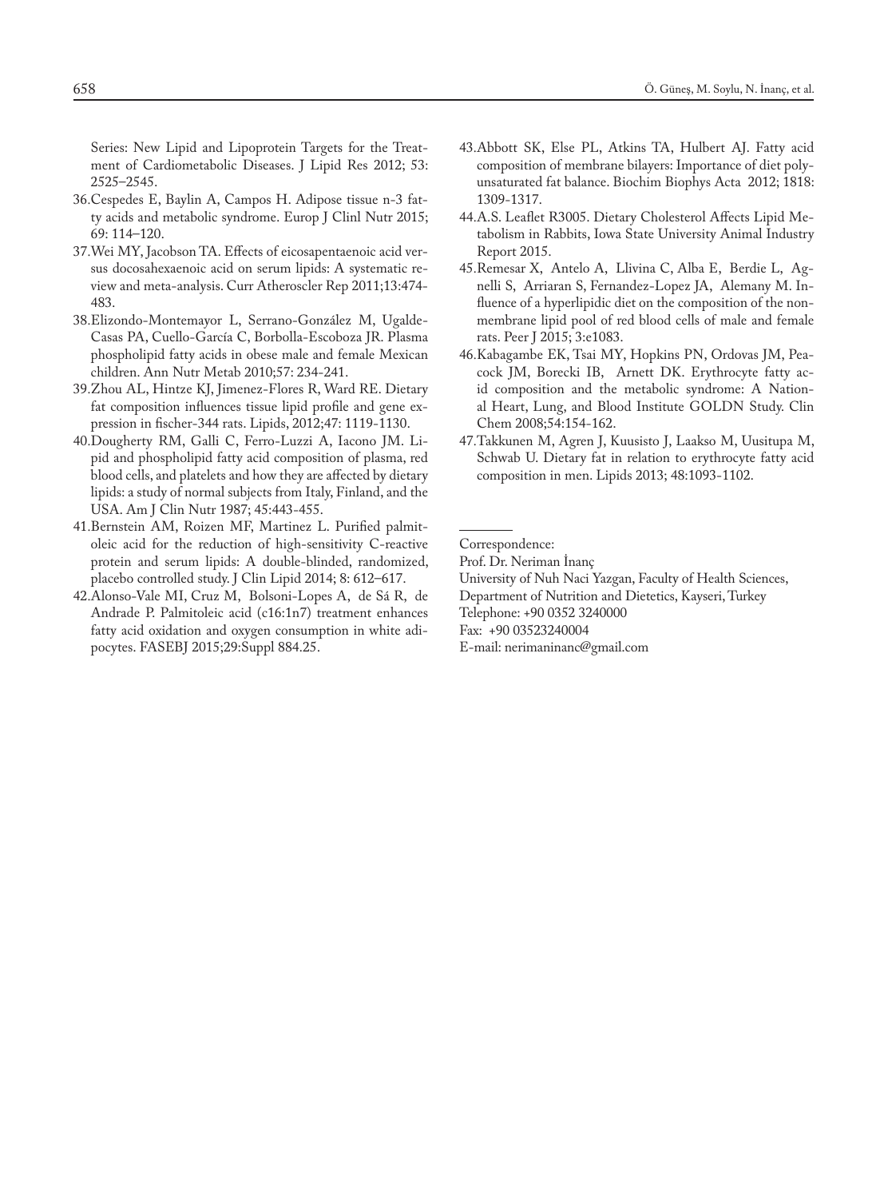Series: New Lipid and Lipoprotein Targets for the Treatment of Cardiometabolic Diseases. J Lipid Res 2012; 53: 2525–2545.

36. Cespedes E, Baylin A, Campos H. Adipose tissue n-3 fatty acids and metabolic syndrome. Europ J Clinl Nutr 2015; 69: 114–120.
37. Wei MY, Jacobson TA. Effects of eicosapentaenoic acid versus docosahexaenoic acid on serum lipids: A systematic review and meta-analysis. Curr Atheroscler Rep 2011;13:474-483.
38. Elizondo-Montemayor L, Serrano-González M, Ugalde-Casas PA, Cuello-García C, Borbolla-Escoboza JR. Plasma phospholipid fatty acids in obese male and female Mexican children. Ann Nutr Metab 2010;57: 234-241.
39. Zhou AL, Hintze KJ, Jimenez-Flores R, Ward RE. Dietary fat composition influences tissue lipid profile and gene expression in fischer-344 rats. Lipids, 2012;47: 1119-1130.
40. Dougherty RM, Galli C, Ferro-Luzzi A, Iacono JM. Lipid and phospholipid fatty acid composition of plasma, red blood cells, and platelets and how they are affected by dietary lipids: a study of normal subjects from Italy, Finland, and the USA. Am J Clin Nutr 1987; 45:443-455.
41. Bernstein AM, Roizen MF, Martinez L. Purified palmitoleic acid for the reduction of high-sensitivity C-reactive protein and serum lipids: A double-blinded, randomized, placebo controlled study. J Clin Lipid 2014; 8: 612–617.
42. Alonso-Vale MI, Cruz M, Bolsoni-Lopes A, de Sá R, de Andrade P. Palmitoleic acid (c16:1n7) treatment enhances fatty acid oxidation and oxygen consumption in white adipocytes. FASEBJ 2015;29:Suppl 884.25.
43. Abbott SK, Else PL, Atkins TA, Hulbert AJ. Fatty acid composition of membrane bilayers: Importance of diet polyunsaturated fat balance. Biochim Biophys Acta 2012; 1818: 1309-1317.
44. A.S. Leaflet R3005. Dietary Cholesterol Affects Lipid Metabolism in Rabbits, Iowa State University Animal Industry Report 2015.
45. Remesar X, Antelo A, Llivina C, Alba E, Berdie L, Agnelli S, Arriaran S, Fernandez-Lopez JA, Alemany M. Influence of a hyperlipidic diet on the composition of the non-membrane lipid pool of red blood cells of male and female rats. Peer J 2015; 3:e1083.
46. Kabagambe EK, Tsai MY, Hopkins PN, Ordovas JM, Peacock JM, Borecki IB, Arnett DK. Erythrocyte fatty acid composition and the metabolic syndrome: A National Heart, Lung, and Blood Institute GOLDN Study. Clin Chem 2008;54:154-162.
47. Takkunen M, Agren J, Kuusisto J, Laakso M, Uusitupa M, Schwab U. Dietary fat in relation to erythrocyte fatty acid composition in men. Lipids 2013; 48:1093-1102.

---

Correspondence:
Prof. Dr. Neriman İnanç
University of Nuh Naci Yazgan, Faculty of Health Sciences,
Department of Nutrition and Dietetics, Kayseri, Turkey
Telephone: +90 0352 3240000
Fax: +90 03523240004
E-mail: nerimaninanc@gmail.com